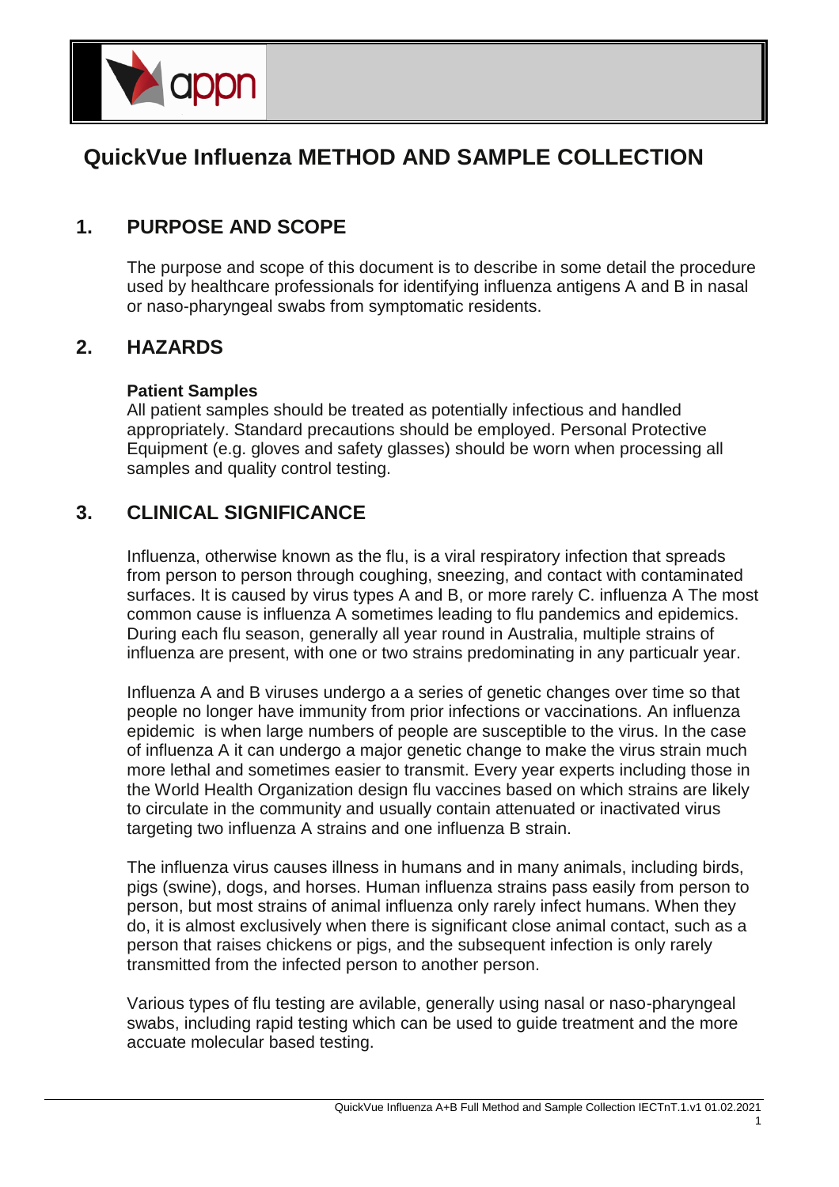# QuickVue Influenza METHOD AND SAMPLE COLLECTION

## 1. PURPOSE AND SCOPE

The purpose and scope of this document is to describe in some detail the procedure used by healthcare professionals for identifying influenza antigens A and B in nasal or naso-pharyngeal swabs from symptomatic residents.

## 2. HAZARDS

**Patient Samples**
All patient samples should be treated as potentially infectious and handled appropriately. Standard precautions should be employed. Personal Protective Equipment (e.g. gloves and safety glasses) should be worn when processing all samples and quality control testing.

## 3. CLINICAL SIGNIFICANCE

Influenza, otherwise known as the flu, is a viral respiratory infection that spreads from person to person through coughing, sneezing, and contact with contaminated surfaces. It is caused by virus types A and B, or more rarely C. influenza A The most common cause is influenza A sometimes leading to flu pandemics and epidemics. During each flu season, generally all year round in Australia, multiple strains of influenza are present, with one or two strains predominating in any particualr year.

Influenza A and B viruses undergo a a series of genetic changes over time so that people no longer have immunity from prior infections or vaccinations. An influenza epidemic is when large numbers of people are susceptible to the virus. In the case of influenza A it can undergo a major genetic change to make the virus strain much more lethal and sometimes easier to transmit. Every year experts including those in the World Health Organization design flu vaccines based on which strains are likely to circulate in the community and usually contain attenuated or inactivated virus targeting two influenza A strains and one influenza B strain.

The influenza virus causes illness in humans and in many animals, including birds, pigs (swine), dogs, and horses. Human influenza strains pass easily from person to person, but most strains of animal influenza only rarely infect humans. When they do, it is almost exclusively when there is significant close animal contact, such as a person that raises chickens or pigs, and the subsequent infection is only rarely transmitted from the infected person to another person.

Various types of flu testing are avilable, generally using nasal or naso-pharyngeal swabs, including rapid testing which can be used to guide treatment and the more accuate molecular based testing.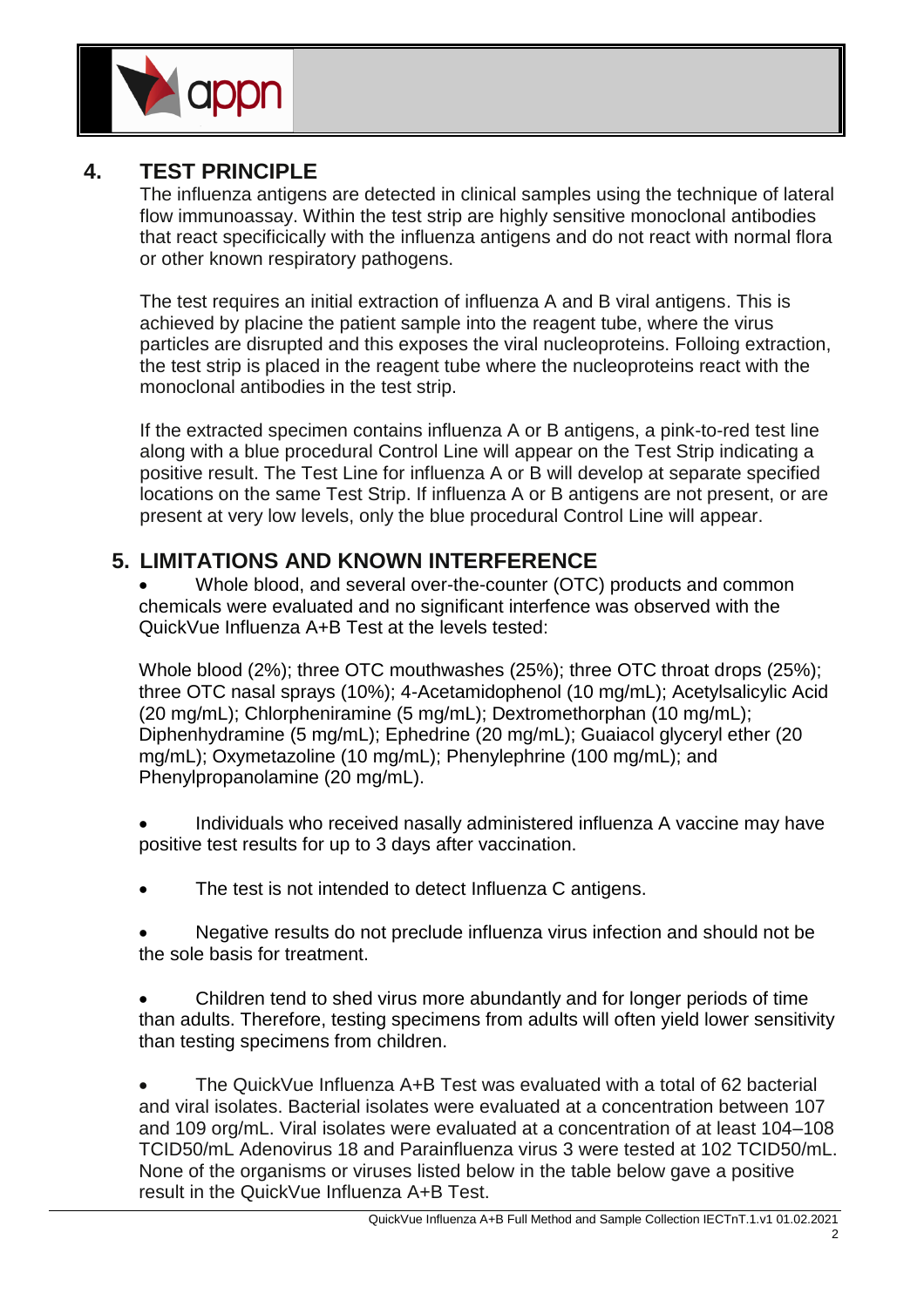## 4. TEST PRINCIPLE

The influenza antigens are detected in clinical samples using the technique of lateral flow immunoassay. Within the test strip are highly sensitive monoclonal antibodies that react specificically with the influenza antigens and do not react with normal flora or other known respiratory pathogens.

The test requires an initial extraction of influenza A and B viral antigens. This is achieved by placine the patient sample into the reagent tube, where the virus particles are disrupted and this exposes the viral nucleoproteins. Folloing extraction, the test strip is placed in the reagent tube where the nucleoproteins react with the monoclonal antibodies in the test strip.

If the extracted specimen contains influenza A or B antigens, a pink-to-red test line along with a blue procedural Control Line will appear on the Test Strip indicating a positive result. The Test Line for influenza A or B will develop at separate specified locations on the same Test Strip. If influenza A or B antigens are not present, or are present at very low levels, only the blue procedural Control Line will appear.

## 5. LIMITATIONS AND KNOWN INTERFERENCE

- Whole blood, and several over-the-counter (OTC) products and common chemicals were evaluated and no significant interfence was observed with the QuickVue Influenza A+B Test at the levels tested:

Whole blood (2%); three OTC mouthwashes (25%); three OTC throat drops (25%); three OTC nasal sprays (10%); 4-Acetamidophenol (10 mg/mL); Acetylsalicylic Acid (20 mg/mL); Chlorpheniramine (5 mg/mL); Dextromethorphan (10 mg/mL); Diphenhydramine (5 mg/mL); Ephedrine (20 mg/mL); Guaiacol glyceryl ether (20 mg/mL); Oxymetazoline (10 mg/mL); Phenylephrine (100 mg/mL); and Phenylpropanolamine (20 mg/mL).

- Individuals who received nasally administered influenza A vaccine may have positive test results for up to 3 days after vaccination.

- The test is not intended to detect Influenza C antigens.

- Negative results do not preclude influenza virus infection and should not be the sole basis for treatment.

- Children tend to shed virus more abundantly and for longer periods of time than adults. Therefore, testing specimens from adults will often yield lower sensitivity than testing specimens from children.

- The QuickVue Influenza A+B Test was evaluated with a total of 62 bacterial and viral isolates. Bacterial isolates were evaluated at a concentration between 107 and 109 org/mL. Viral isolates were evaluated at a concentration of at least 104–108 TCID50/mL Adenovirus 18 and Parainfluenza virus 3 were tested at 102 TCID50/mL. None of the organisms or viruses listed below in the table below gave a positive result in the QuickVue Influenza A+B Test.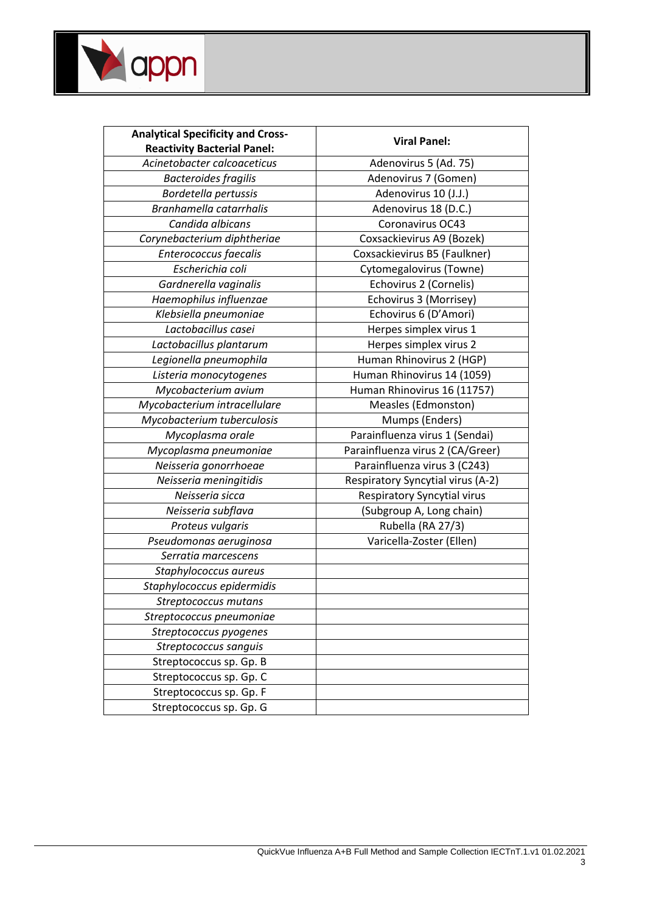| Analytical Specificity and Cross-Reactivity Bacterial Panel: | Viral Panel: |
|---|---|
| *Acinetobacter calcoaceticus* | Adenovirus 5 (Ad. 75) |
| *Bacteroides fragilis* | Adenovirus 7 (Gomen) |
| *Bordetella pertussis* | Adenovirus 10 (J.J.) |
| *Branhamella catarrhalis* | Adenovirus 18 (D.C.) |
| *Candida albicans* | Coronavirus OC43 |
| *Corynebacterium diphtheriae* | Coxsackievirus A9 (Bozek) |
| *Enterococcus faecalis* | Coxsackievirus B5 (Faulkner) |
| *Escherichia coli* | Cytomegalovirus (Towne) |
| *Gardnerella vaginalis* | Echovirus 2 (Cornelis) |
| *Haemophilus influenzae* | Echovirus 3 (Morrisey) |
| *Klebsiella pneumoniae* | Echovirus 6 (D'Amori) |
| *Lactobacillus casei* | Herpes simplex virus 1 |
| *Lactobacillus plantarum* | Herpes simplex virus 2 |
| *Legionella pneumophila* | Human Rhinovirus 2 (HGP) |
| *Listeria monocytogenes* | Human Rhinovirus 14 (1059) |
| *Mycobacterium avium* | Human Rhinovirus 16 (11757) |
| *Mycobacterium intracellulare* | Measles (Edmonston) |
| *Mycobacterium tuberculosis* | Mumps (Enders) |
| *Mycoplasma orale* | Parainfluenza virus 1 (Sendai) |
| *Mycoplasma pneumoniae* | Parainfluenza virus 2 (CA/Greer) |
| *Neisseria gonorrhoeae* | Parainfluenza virus 3 (C243) |
| *Neisseria meningitidis* | Respiratory Syncytial virus (A-2) |
| *Neisseria sicca* | Respiratory Syncytial virus |
| *Neisseria subflava* | (Subgroup A, Long chain) |
| *Proteus vulgaris* | Rubella (RA 27/3) |
| *Pseudomonas aeruginosa* | Varicella-Zoster (Ellen) |
| *Serratia marcescens* | |
| *Staphylococcus aureus* | |
| *Staphylococcus epidermidis* | |
| *Streptococcus mutans* | |
| *Streptococcus pneumoniae* | |
| *Streptococcus pyogenes* | |
| *Streptococcus sanguis* | |
| Streptococcus sp. Gp. B | |
| Streptococcus sp. Gp. C | |
| Streptococcus sp. Gp. F | |
| Streptococcus sp. Gp. G | |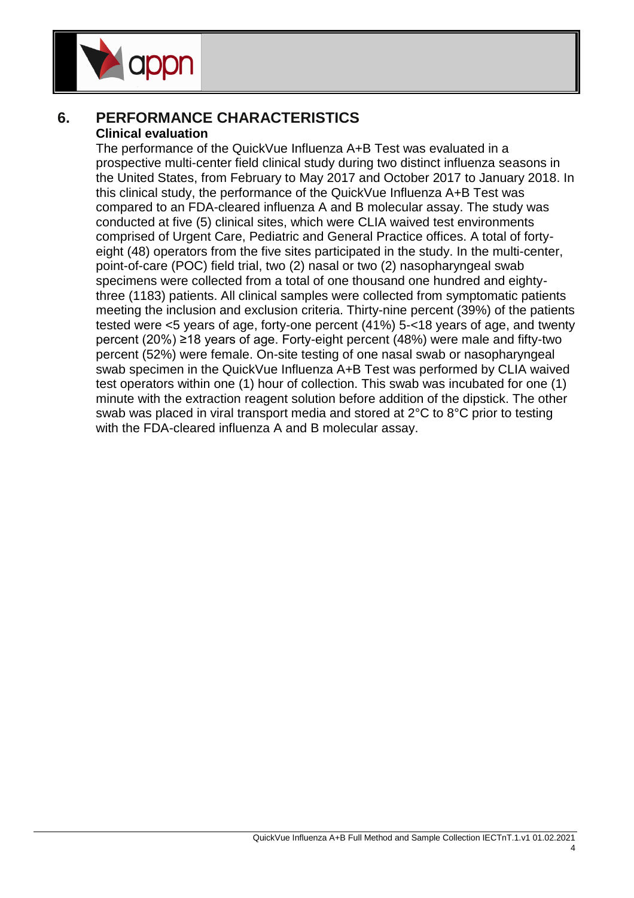## 6. PERFORMANCE CHARACTERISTICS

### Clinical evaluation

The performance of the QuickVue Influenza A+B Test was evaluated in a prospective multi-center field clinical study during two distinct influenza seasons in the United States, from February to May 2017 and October 2017 to January 2018. In this clinical study, the performance of the QuickVue Influenza A+B Test was compared to an FDA-cleared influenza A and B molecular assay. The study was conducted at five (5) clinical sites, which were CLIA waived test environments comprised of Urgent Care, Pediatric and General Practice offices. A total of forty-eight (48) operators from the five sites participated in the study. In the multi-center, point-of-care (POC) field trial, two (2) nasal or two (2) nasopharyngeal swab specimens were collected from a total of one thousand one hundred and eighty-three (1183) patients. All clinical samples were collected from symptomatic patients meeting the inclusion and exclusion criteria. Thirty-nine percent (39%) of the patients tested were <5 years of age, forty-one percent (41%) 5-<18 years of age, and twenty percent (20%) ≥18 years of age. Forty-eight percent (48%) were male and fifty-two percent (52%) were female. On-site testing of one nasal swab or nasopharyngeal swab specimen in the QuickVue Influenza A+B Test was performed by CLIA waived test operators within one (1) hour of collection. This swab was incubated for one (1) minute with the extraction reagent solution before addition of the dipstick. The other swab was placed in viral transport media and stored at 2°C to 8°C prior to testing with the FDA-cleared influenza A and B molecular assay.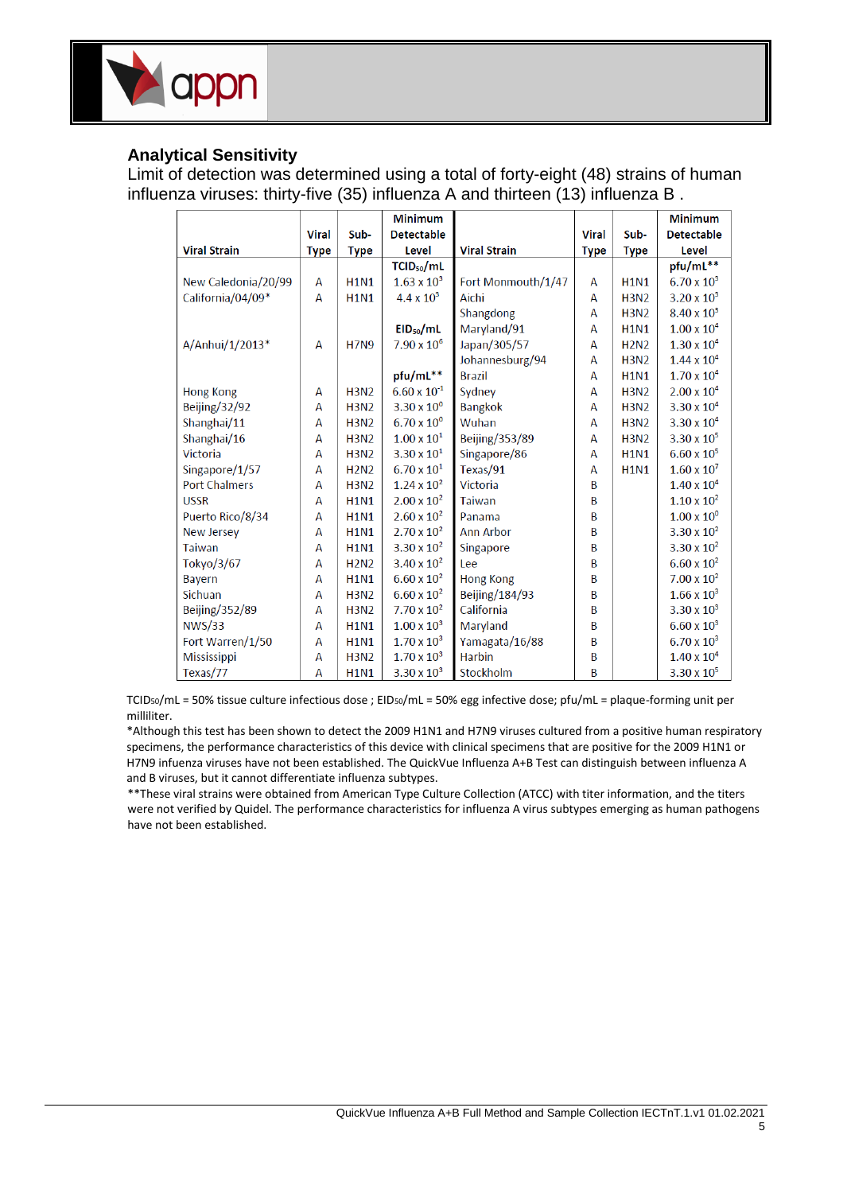## Analytical Sensitivity

Limit of detection was determined using a total of forty-eight (48) strains of human influenza viruses: thirty-five (35) influenza A and thirteen (13) influenza B .

| Viral Strain | Viral Type | Sub-Type | Minimum Detectable Level | Viral Strain | Viral Type | Sub-Type | Minimum Detectable Level |
|---|---|---|---|---|---|---|---|
| | | | $TCID_{50}$/mL | | | | pfu/mL** |
| New Caledonia/20/99 | A | H1N1 | $1.63 \times 10^{3}$ | Fort Monmouth/1/47 | A | H1N1 | $6.70 \times 10^{3}$ |
| California/04/09* | A | H1N1 | $4.4 \times 10^{5}$ | Aichi | A | H3N2 | $3.20 \times 10^{3}$ |
| | | | | Shangdong | A | H3N2 | $8.40 \times 10^{3}$ |
| | | | $EID_{50}$/mL | Maryland/91 | A | H1N1 | $1.00 \times 10^{4}$ |
| A/Anhui/1/2013* | A | H7N9 | $7.90 \times 10^{6}$ | Japan/305/57 | A | H2N2 | $1.30 \times 10^{4}$ |
| | | | | Johannesburg/94 | A | H3N2 | $1.44 \times 10^{4}$ |
| | | | pfu/mL** | Brazil | A | H1N1 | $1.70 \times 10^{4}$ |
| Hong Kong | A | H3N2 | $6.60 \times 10^{-1}$ | Sydney | A | H3N2 | $2.00 \times 10^{4}$ |
| Beijing/32/92 | A | H3N2 | $3.30 \times 10^{0}$ | Bangkok | A | H3N2 | $3.30 \times 10^{4}$ |
| Shanghai/11 | A | H3N2 | $6.70 \times 10^{0}$ | Wuhan | A | H3N2 | $3.30 \times 10^{4}$ |
| Shanghai/16 | A | H3N2 | $1.00 \times 10^{1}$ | Beijing/353/89 | A | H3N2 | $3.30 \times 10^{5}$ |
| Victoria | A | H3N2 | $3.30 \times 10^{1}$ | Singapore/86 | A | H1N1 | $6.60 \times 10^{5}$ |
| Singapore/1/57 | A | H2N2 | $6.70 \times 10^{1}$ | Texas/91 | A | H1N1 | $1.60 \times 10^{7}$ |
| Port Chalmers | A | H3N2 | $1.24 \times 10^{2}$ | Victoria | B | | $1.40 \times 10^{4}$ |
| USSR | A | H1N1 | $2.00 \times 10^{2}$ | Taiwan | B | | $1.10 \times 10^{2}$ |
| Puerto Rico/8/34 | A | H1N1 | $2.60 \times 10^{2}$ | Panama | B | | $1.00 \times 10^{0}$ |
| New Jersey | A | H1N1 | $2.70 \times 10^{2}$ | Ann Arbor | B | | $3.30 \times 10^{2}$ |
| Taiwan | A | H1N1 | $3.30 \times 10^{2}$ | Singapore | B | | $3.30 \times 10^{2}$ |
| Tokyo/3/67 | A | H2N2 | $3.40 \times 10^{2}$ | Lee | B | | $6.60 \times 10^{2}$ |
| Bayern | A | H1N1 | $6.60 \times 10^{2}$ | Hong Kong | B | | $7.00 \times 10^{2}$ |
| Sichuan | A | H3N2 | $6.60 \times 10^{2}$ | Beijing/184/93 | B | | $1.66 \times 10^{3}$ |
| Beijing/352/89 | A | H3N2 | $7.70 \times 10^{2}$ | California | B | | $3.30 \times 10^{3}$ |
| NWS/33 | A | H1N1 | $1.00 \times 10^{3}$ | Maryland | B | | $6.60 \times 10^{3}$ |
| Fort Warren/1/50 | A | H1N1 | $1.70 \times 10^{3}$ | Yamagata/16/88 | B | | $6.70 \times 10^{3}$ |
| Mississippi | A | H3N2 | $1.70 \times 10^{3}$ | Harbin | B | | $1.40 \times 10^{4}$ |
| Texas/77 | A | H1N1 | $3.30 \times 10^{3}$ | Stockholm | B | | $3.30 \times 10^{5}$ |

$TCID_{50}$/mL = 50% tissue culture infectious dose ; $EID_{50}$/mL = 50% egg infective dose; pfu/mL = plaque-forming unit per milliliter.

*Although this test has been shown to detect the 2009 H1N1 and H7N9 viruses cultured from a positive human respiratory specimens, the performance characteristics of this device with clinical specimens that are positive for the 2009 H1N1 or H7N9 infuenza viruses have not been established. The QuickVue Influenza A+B Test can distinguish between influenza A and B viruses, but it cannot differentiate influenza subtypes.

**These viral strains were obtained from American Type Culture Collection (ATCC) with titer information, and the titers were not verified by Quidel. The performance characteristics for influenza A virus subtypes emerging as human pathogens have not been established.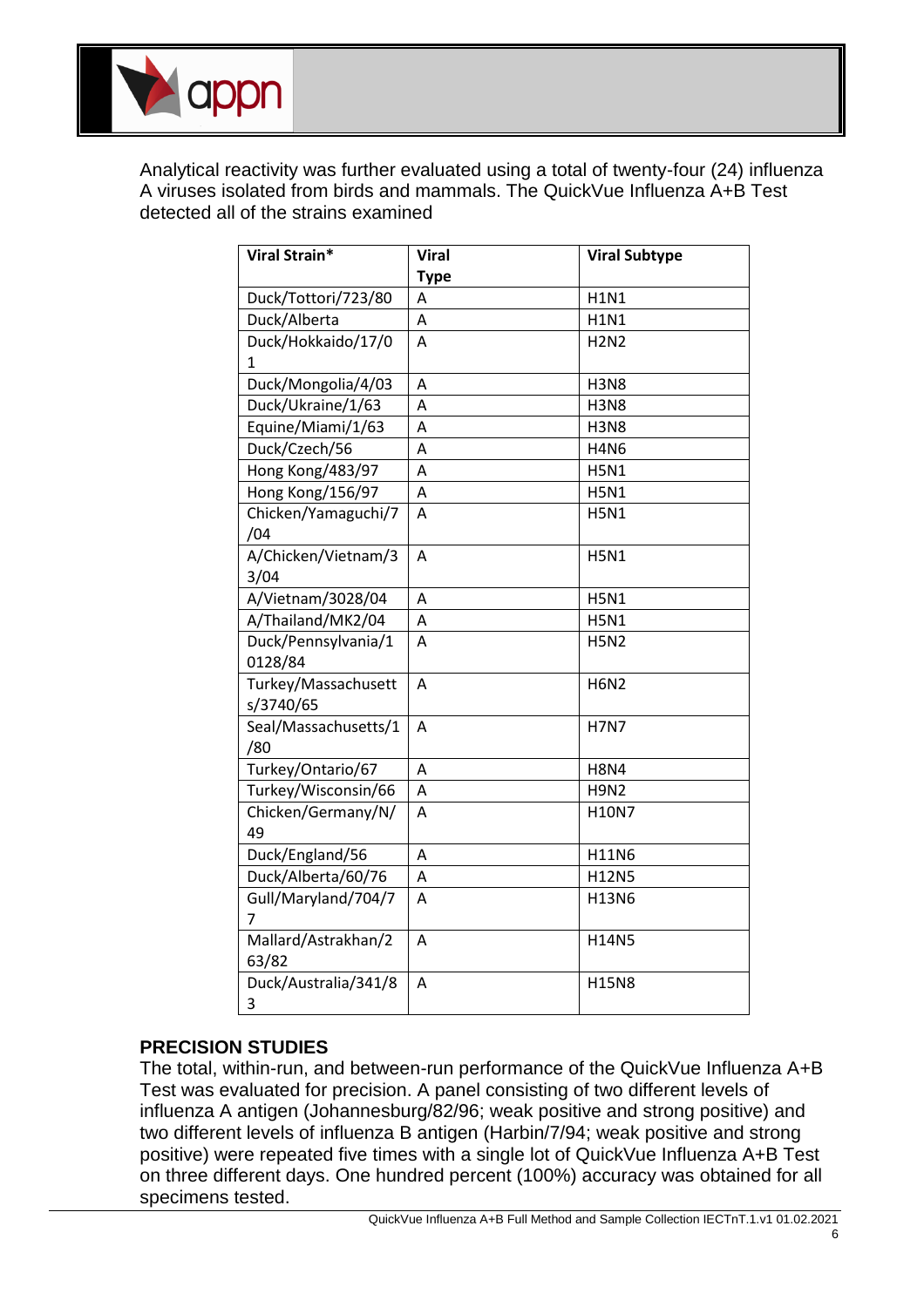Analytical reactivity was further evaluated using a total of twenty-four (24) influenza A viruses isolated from birds and mammals. The QuickVue Influenza A+B Test detected all of the strains examined

| Viral Strain* | Viral Type | Viral Subtype |
|---|---|---|
| Duck/Tottori/723/80 | A | H1N1 |
| Duck/Alberta | A | H1N1 |
| Duck/Hokkaido/17/01 | A | H2N2 |
| Duck/Mongolia/4/03 | A | H3N8 |
| Duck/Ukraine/1/63 | A | H3N8 |
| Equine/Miami/1/63 | A | H3N8 |
| Duck/Czech/56 | A | H4N6 |
| Hong Kong/483/97 | A | H5N1 |
| Hong Kong/156/97 | A | H5N1 |
| Chicken/Yamaguchi/7/04 | A | H5N1 |
| A/Chicken/Vietnam/33/04 | A | H5N1 |
| A/Vietnam/3028/04 | A | H5N1 |
| A/Thailand/MK2/04 | A | H5N1 |
| Duck/Pennsylvania/10128/84 | A | H5N2 |
| Turkey/Massachusetts/3740/65 | A | H6N2 |
| Seal/Massachusetts/1/80 | A | H7N7 |
| Turkey/Ontario/67 | A | H8N4 |
| Turkey/Wisconsin/66 | A | H9N2 |
| Chicken/Germany/N/49 | A | H10N7 |
| Duck/England/56 | A | H11N6 |
| Duck/Alberta/60/76 | A | H12N5 |
| Gull/Maryland/704/77 | A | H13N6 |
| Mallard/Astrakhan/263/82 | A | H14N5 |
| Duck/Australia/341/83 | A | H15N8 |

## PRECISION STUDIES

The total, within-run, and between-run performance of the QuickVue Influenza A+B Test was evaluated for precision. A panel consisting of two different levels of influenza A antigen (Johannesburg/82/96; weak positive and strong positive) and two different levels of influenza B antigen (Harbin/7/94; weak positive and strong positive) were repeated five times with a single lot of QuickVue Influenza A+B Test on three different days. One hundred percent (100%) accuracy was obtained for all specimens tested.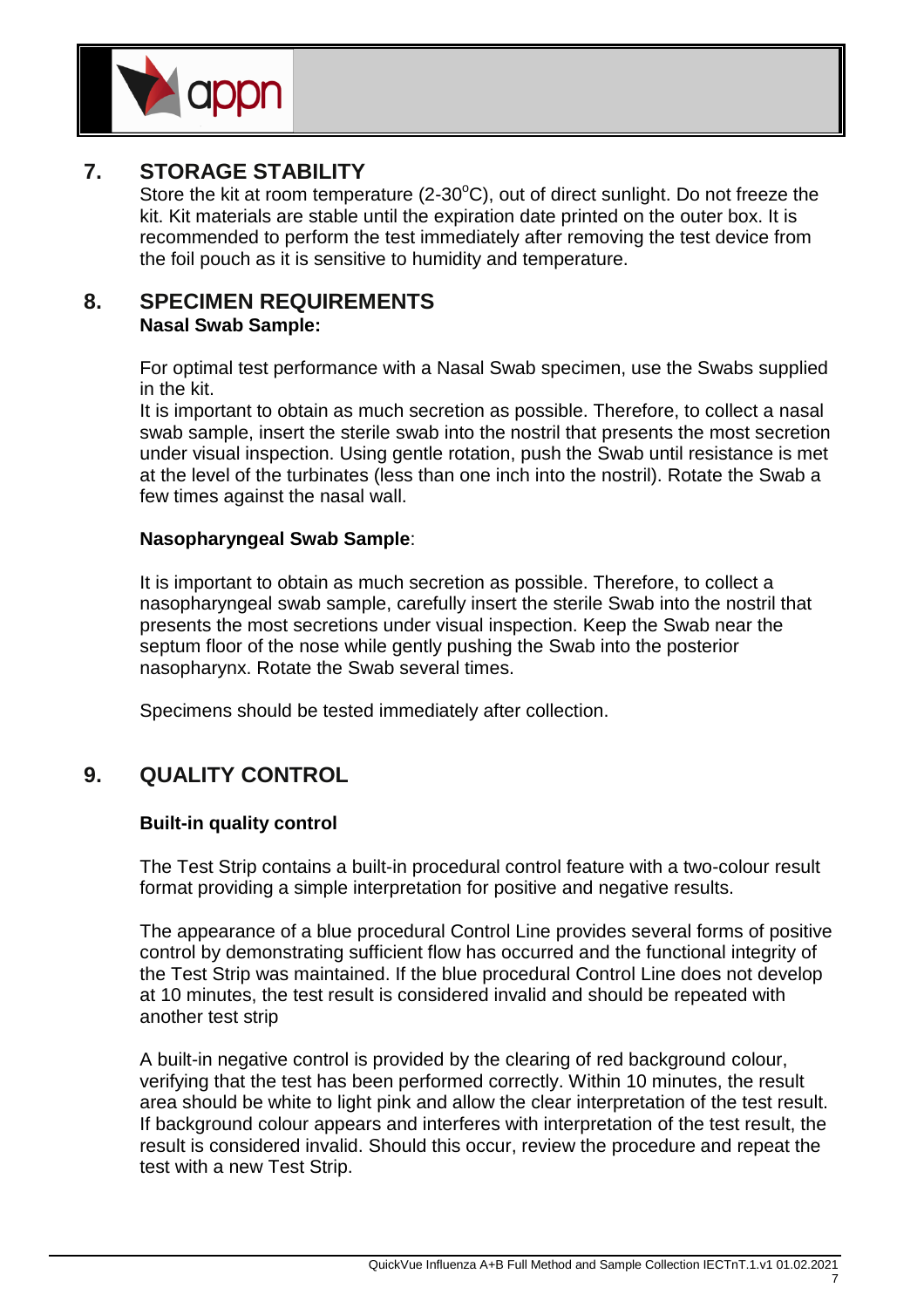## 7. STORAGE STABILITY

Store the kit at room temperature (2-30$^{o}$C), out of direct sunlight. Do not freeze the kit. Kit materials are stable until the expiration date printed on the outer box. It is recommended to perform the test immediately after removing the test device from the foil pouch as it is sensitive to humidity and temperature.

## 8. SPECIMEN REQUIREMENTS

**Nasal Swab Sample:**

For optimal test performance with a Nasal Swab specimen, use the Swabs supplied in the kit.
It is important to obtain as much secretion as possible. Therefore, to collect a nasal swab sample, insert the sterile swab into the nostril that presents the most secretion under visual inspection. Using gentle rotation, push the Swab until resistance is met at the level of the turbinates (less than one inch into the nostril). Rotate the Swab a few times against the nasal wall.

**Nasopharyngeal Swab Sample**:

It is important to obtain as much secretion as possible. Therefore, to collect a nasopharyngeal swab sample, carefully insert the sterile Swab into the nostril that presents the most secretions under visual inspection. Keep the Swab near the septum floor of the nose while gently pushing the Swab into the posterior nasopharynx. Rotate the Swab several times.

Specimens should be tested immediately after collection.

## 9. QUALITY CONTROL

**Built-in quality control**

The Test Strip contains a built-in procedural control feature with a two-colour result format providing a simple interpretation for positive and negative results.

The appearance of a blue procedural Control Line provides several forms of positive control by demonstrating sufficient flow has occurred and the functional integrity of the Test Strip was maintained. If the blue procedural Control Line does not develop at 10 minutes, the test result is considered invalid and should be repeated with another test strip

A built-in negative control is provided by the clearing of red background colour, verifying that the test has been performed correctly. Within 10 minutes, the result area should be white to light pink and allow the clear interpretation of the test result. If background colour appears and interferes with interpretation of the test result, the result is considered invalid. Should this occur, review the procedure and repeat the test with a new Test Strip.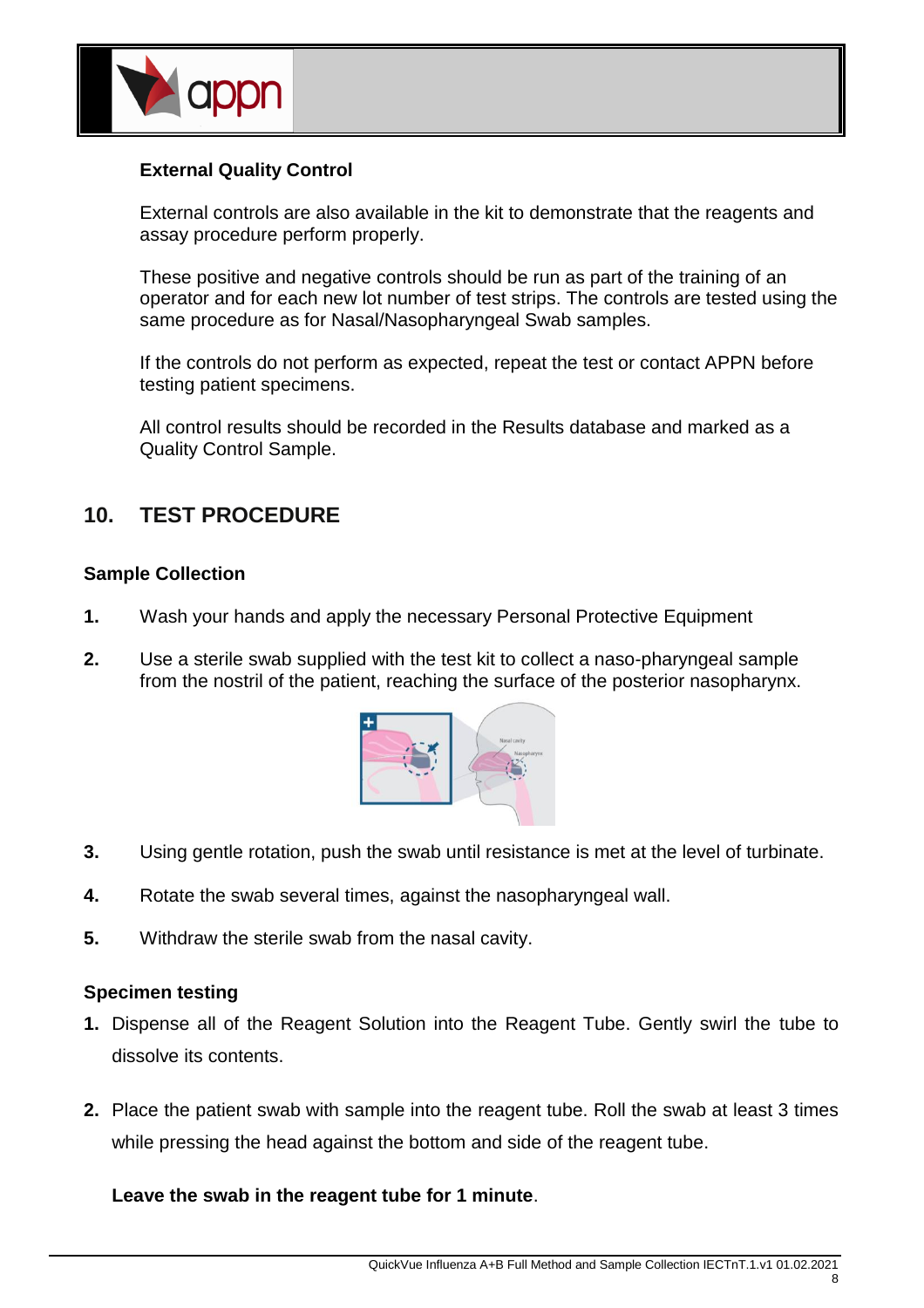**External Quality Control**

External controls are also available in the kit to demonstrate that the reagents and assay procedure perform properly.

These positive and negative controls should be run as part of the training of an operator and for each new lot number of test strips. The controls are tested using the same procedure as for Nasal/Nasopharyngeal Swab samples.

If the controls do not perform as expected, repeat the test or contact APPN before testing patient specimens.

All control results should be recorded in the Results database and marked as a Quality Control Sample.

## 10. TEST PROCEDURE

### Sample Collection

**1.** Wash your hands and apply the necessary Personal Protective Equipment

**2.** Use a sterile swab supplied with the test kit to collect a naso-pharyngeal sample from the nostril of the patient, reaching the surface of the posterior nasopharynx.

**3.** Using gentle rotation, push the swab until resistance is met at the level of turbinate.

**4.** Rotate the swab several times, against the nasopharyngeal wall.

**5.** Withdraw the sterile swab from the nasal cavity.

### Specimen testing

**1.** Dispense all of the Reagent Solution into the Reagent Tube. Gently swirl the tube to dissolve its contents.

**2.** Place the patient swab with sample into the reagent tube. Roll the swab at least 3 times while pressing the head against the bottom and side of the reagent tube.

**Leave the swab in the reagent tube for 1 minute**.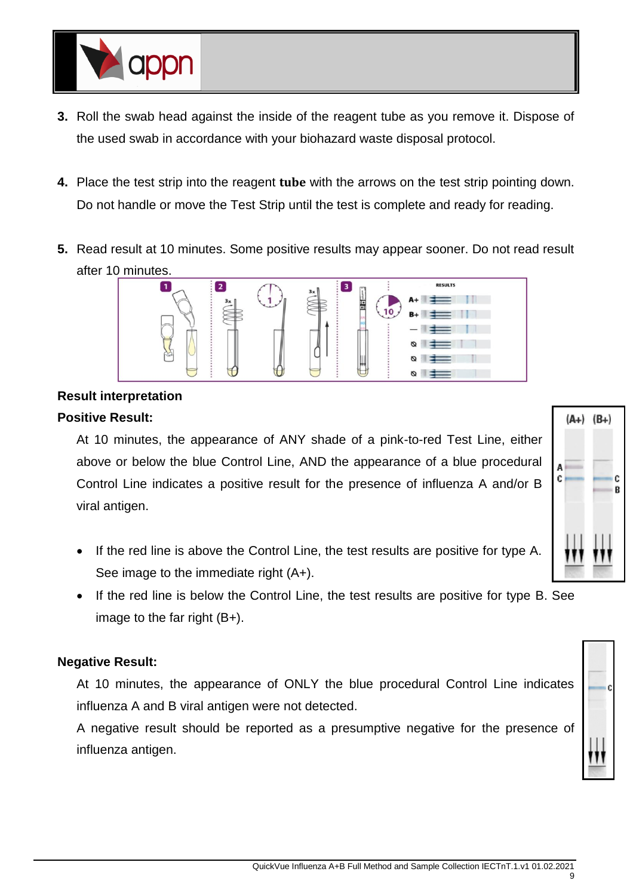3. Roll the swab head against the inside of the reagent tube as you remove it. Dispose of the used swab in accordance with your biohazard waste disposal protocol.

4. Place the test strip into the reagent **tube** with the arrows on the test strip pointing down. Do not handle or move the Test Strip until the test is complete and ready for reading.

5. Read result at 10 minutes. Some positive results may appear sooner. Do not read result after 10 minutes.

**Result interpretation**

**Positive Result:**

At 10 minutes, the appearance of ANY shade of a pink-to-red Test Line, either above or below the blue Control Line, AND the appearance of a blue procedural Control Line indicates a positive result for the presence of influenza A and/or B viral antigen.

- If the red line is above the Control Line, the test results are positive for type A. See image to the immediate right (A+).
- If the red line is below the Control Line, the test results are positive for type B. See image to the far right (B+).

**Negative Result:**

At 10 minutes, the appearance of ONLY the blue procedural Control Line indicates influenza A and B viral antigen were not detected.

A negative result should be reported as a presumptive negative for the presence of influenza antigen.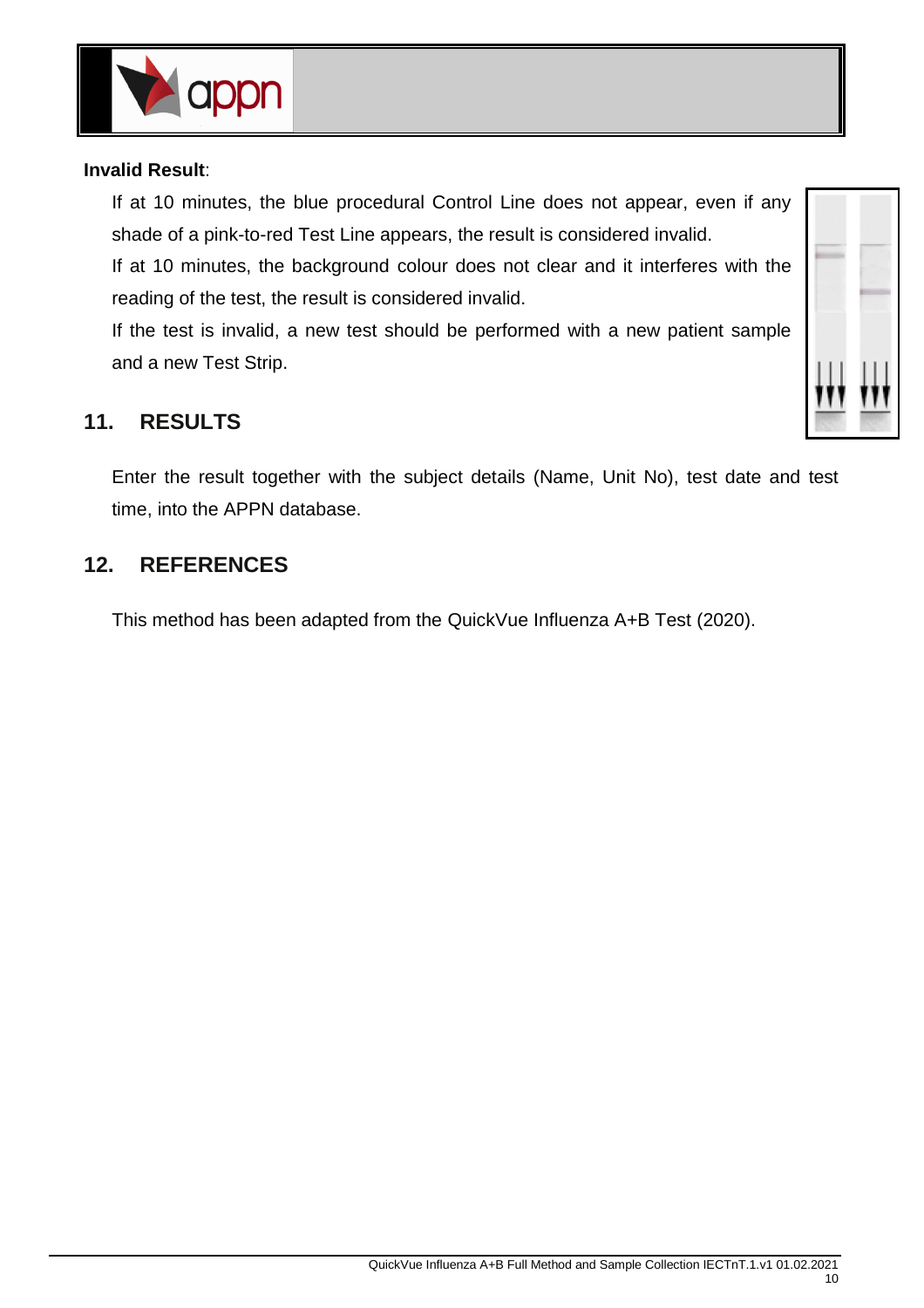**Invalid Result**:

If at 10 minutes, the blue procedural Control Line does not appear, even if any shade of a pink-to-red Test Line appears, the result is considered invalid.

If at 10 minutes, the background colour does not clear and it interferes with the reading of the test, the result is considered invalid.

If the test is invalid, a new test should be performed with a new patient sample and a new Test Strip.

## 11. RESULTS

Enter the result together with the subject details (Name, Unit No), test date and test time, into the APPN database.

## 12. REFERENCES

This method has been adapted from the QuickVue Influenza A+B Test (2020).